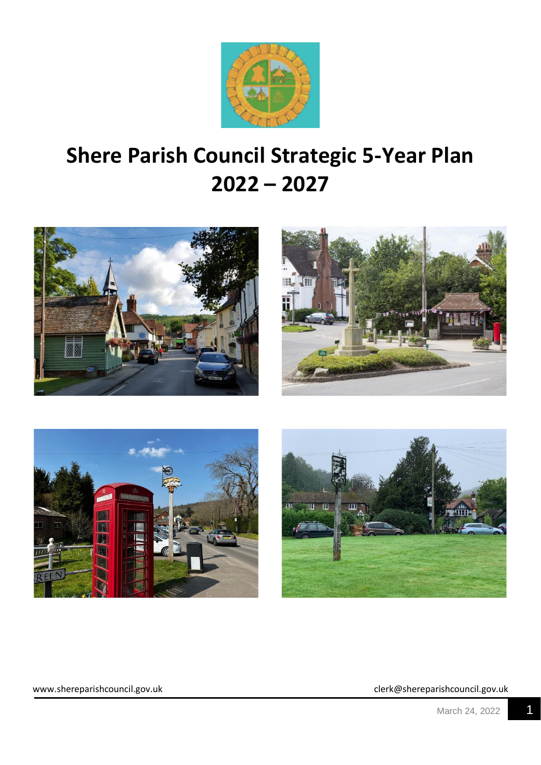# Shere Parish Council Strategic 5-Year Plan 2022 – 2027

www.shereparishcouncil.gov.uk

clerk@shereparishcouncil.gov.uk

March 24, 2022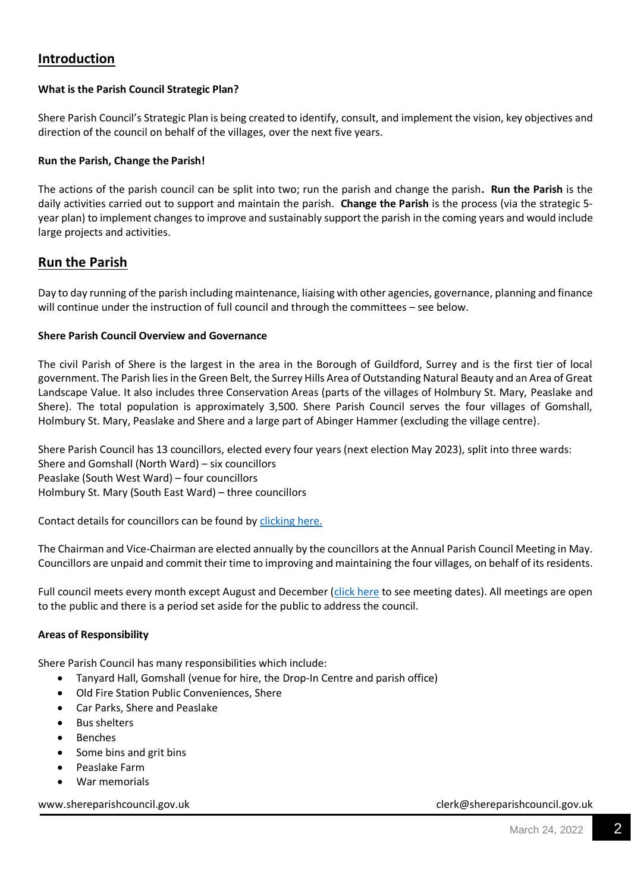## Introduction

**What is the Parish Council Strategic Plan?**

Shere Parish Council's Strategic Plan is being created to identify, consult, and implement the vision, key objectives and direction of the council on behalf of the villages, over the next five years.

**Run the Parish, Change the Parish!**

The actions of the parish council can be split into two; run the parish and change the parish**.** **Run the Parish** is the daily activities carried out to support and maintain the parish. **Change the Parish** is the process (via the strategic 5-year plan) to implement changes to improve and sustainably support the parish in the coming years and would include large projects and activities.

## Run the Parish

Day to day running of the parish including maintenance, liaising with other agencies, governance, planning and finance will continue under the instruction of full council and through the committees – see below.

**Shere Parish Council Overview and Governance**

The civil Parish of Shere is the largest in the area in the Borough of Guildford, Surrey and is the first tier of local government. The Parish lies in the Green Belt, the Surrey Hills Area of Outstanding Natural Beauty and an Area of Great Landscape Value. It also includes three Conservation Areas (parts of the villages of Holmbury St. Mary, Peaslake and Shere). The total population is approximately 3,500. Shere Parish Council serves the four villages of Gomshall, Holmbury St. Mary, Peaslake and Shere and a large part of Abinger Hammer (excluding the village centre).

Shere Parish Council has 13 councillors, elected every four years (next election May 2023), split into three wards:
Shere and Gomshall (North Ward) – six councillors
Peaslake (South West Ward) – four councillors
Holmbury St. Mary (South East Ward) – three councillors

Contact details for councillors can be found by [clicking here.]()

The Chairman and Vice-Chairman are elected annually by the councillors at the Annual Parish Council Meeting in May. Councillors are unpaid and commit their time to improving and maintaining the four villages, on behalf of its residents.

Full council meets every month except August and December ([click here]() to see meeting dates). All meetings are open to the public and there is a period set aside for the public to address the council.

**Areas of Responsibility**

Shere Parish Council has many responsibilities which include:

- Tanyard Hall, Gomshall (venue for hire, the Drop-In Centre and parish office)
- Old Fire Station Public Conveniences, Shere
- Car Parks, Shere and Peaslake
- Bus shelters
- Benches
- Some bins and grit bins
- Peaslake Farm
- War memorials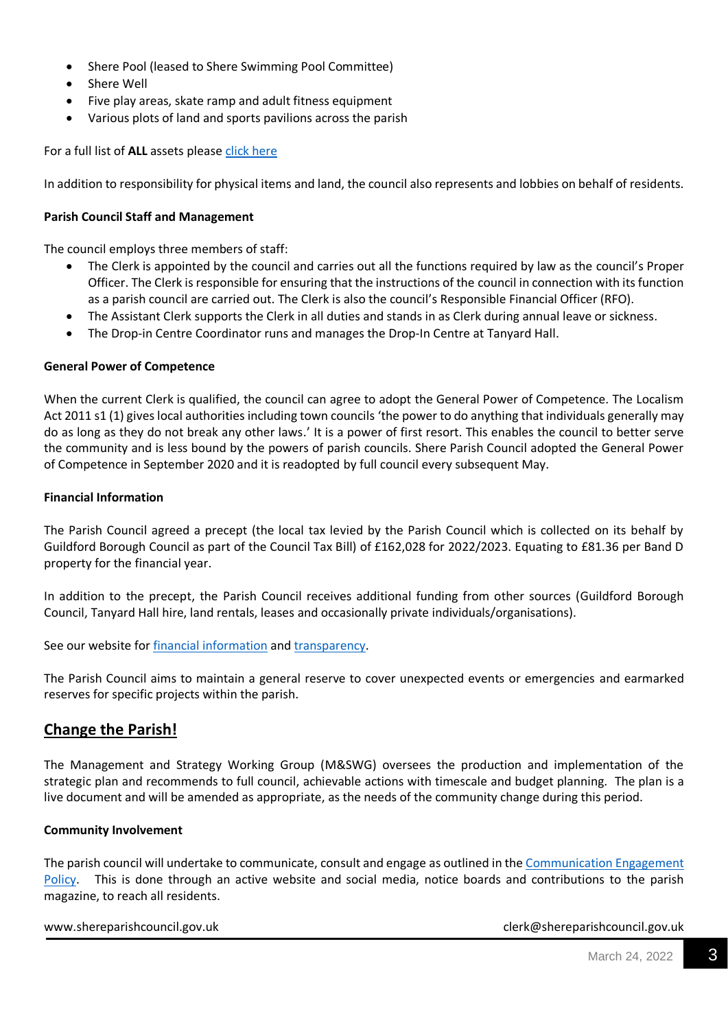- Shere Pool (leased to Shere Swimming Pool Committee)
- Shere Well
- Five play areas, skate ramp and adult fitness equipment
- Various plots of land and sports pavilions across the parish

For a full list of **ALL** assets please [click here](#)

In addition to responsibility for physical items and land, the council also represents and lobbies on behalf of residents.

**Parish Council Staff and Management**

The council employs three members of staff:

- The Clerk is appointed by the council and carries out all the functions required by law as the council's Proper Officer. The Clerk is responsible for ensuring that the instructions of the council in connection with its function as a parish council are carried out. The Clerk is also the council's Responsible Financial Officer (RFO).
- The Assistant Clerk supports the Clerk in all duties and stands in as Clerk during annual leave or sickness.
- The Drop-in Centre Coordinator runs and manages the Drop-In Centre at Tanyard Hall.

**General Power of Competence**

When the current Clerk is qualified, the council can agree to adopt the General Power of Competence. The Localism Act 2011 s1 (1) gives local authorities including town councils 'the power to do anything that individuals generally may do as long as they do not break any other laws.' It is a power of first resort. This enables the council to better serve the community and is less bound by the powers of parish councils. Shere Parish Council adopted the General Power of Competence in September 2020 and it is readopted by full council every subsequent May.

**Financial Information**

The Parish Council agreed a precept (the local tax levied by the Parish Council which is collected on its behalf by Guildford Borough Council as part of the Council Tax Bill) of £162,028 for 2022/2023. Equating to £81.36 per Band D property for the financial year.

In addition to the precept, the Parish Council receives additional funding from other sources (Guildford Borough Council, Tanyard Hall hire, land rentals, leases and occasionally private individuals/organisations).

See our website for [financial information](#) and [transparency](#).

The Parish Council aims to maintain a general reserve to cover unexpected events or emergencies and earmarked reserves for specific projects within the parish.

## Change the Parish!

The Management and Strategy Working Group (M&SWG) oversees the production and implementation of the strategic plan and recommends to full council, achievable actions with timescale and budget planning. The plan is a live document and will be amended as appropriate, as the needs of the community change during this period.

**Community Involvement**

The parish council will undertake to communicate, consult and engage as outlined in the [Communication Engagement Policy](#). This is done through an active website and social media, notice boards and contributions to the parish magazine, to reach all residents.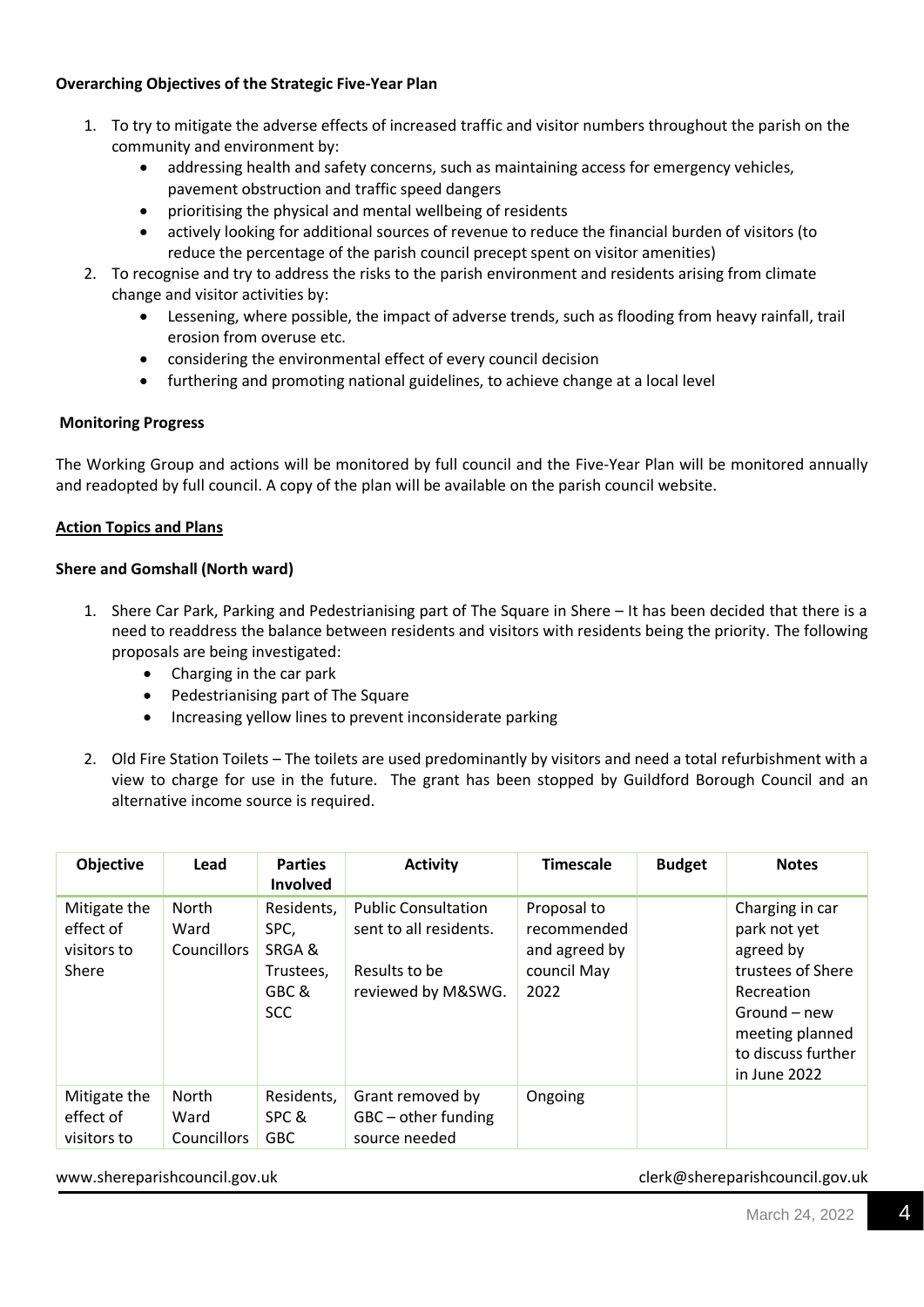**Overarching Objectives of the Strategic Five-Year Plan**

1. To try to mitigate the adverse effects of increased traffic and visitor numbers throughout the parish on the community and environment by:
   - addressing health and safety concerns, such as maintaining access for emergency vehicles, pavement obstruction and traffic speed dangers
   - prioritising the physical and mental wellbeing of residents
   - actively looking for additional sources of revenue to reduce the financial burden of visitors (to reduce the percentage of the parish council precept spent on visitor amenities)
2. To recognise and try to address the risks to the parish environment and residents arising from climate change and visitor activities by:
   - Lessening, where possible, the impact of adverse trends, such as flooding from heavy rainfall, trail erosion from overuse etc.
   - considering the environmental effect of every council decision
   - furthering and promoting national guidelines, to achieve change at a local level

**Monitoring Progress**

The Working Group and actions will be monitored by full council and the Five-Year Plan will be monitored annually and readopted by full council. A copy of the plan will be available on the parish council website.

**Action Topics and Plans**

**Shere and Gomshall (North ward)**

1. Shere Car Park, Parking and Pedestrianising part of The Square in Shere – It has been decided that there is a need to readdress the balance between residents and visitors with residents being the priority. The following proposals are being investigated:
   - Charging in the car park
   - Pedestrianising part of The Square
   - Increasing yellow lines to prevent inconsiderate parking
2. Old Fire Station Toilets – The toilets are used predominantly by visitors and need a total refurbishment with a view to charge for use in the future. The grant has been stopped by Guildford Borough Council and an alternative income source is required.

| Objective | Lead | Parties Involved | Activity | Timescale | Budget | Notes |
|---|---|---|---|---|---|---|
| Mitigate the effect of visitors to Shere | North Ward Councillors | Residents, SPC, SRGA & Trustees, GBC & SCC | Public Consultation sent to all residents. Results to be reviewed by M&SWG. | Proposal to recommended and agreed by council May 2022 | | Charging in car park not yet agreed by trustees of Shere Recreation Ground – new meeting planned to discuss further in June 2022 |
| Mitigate the effect of visitors to | North Ward Councillors | Residents, SPC & GBC | Grant removed by GBC – other funding source needed | Ongoing | | |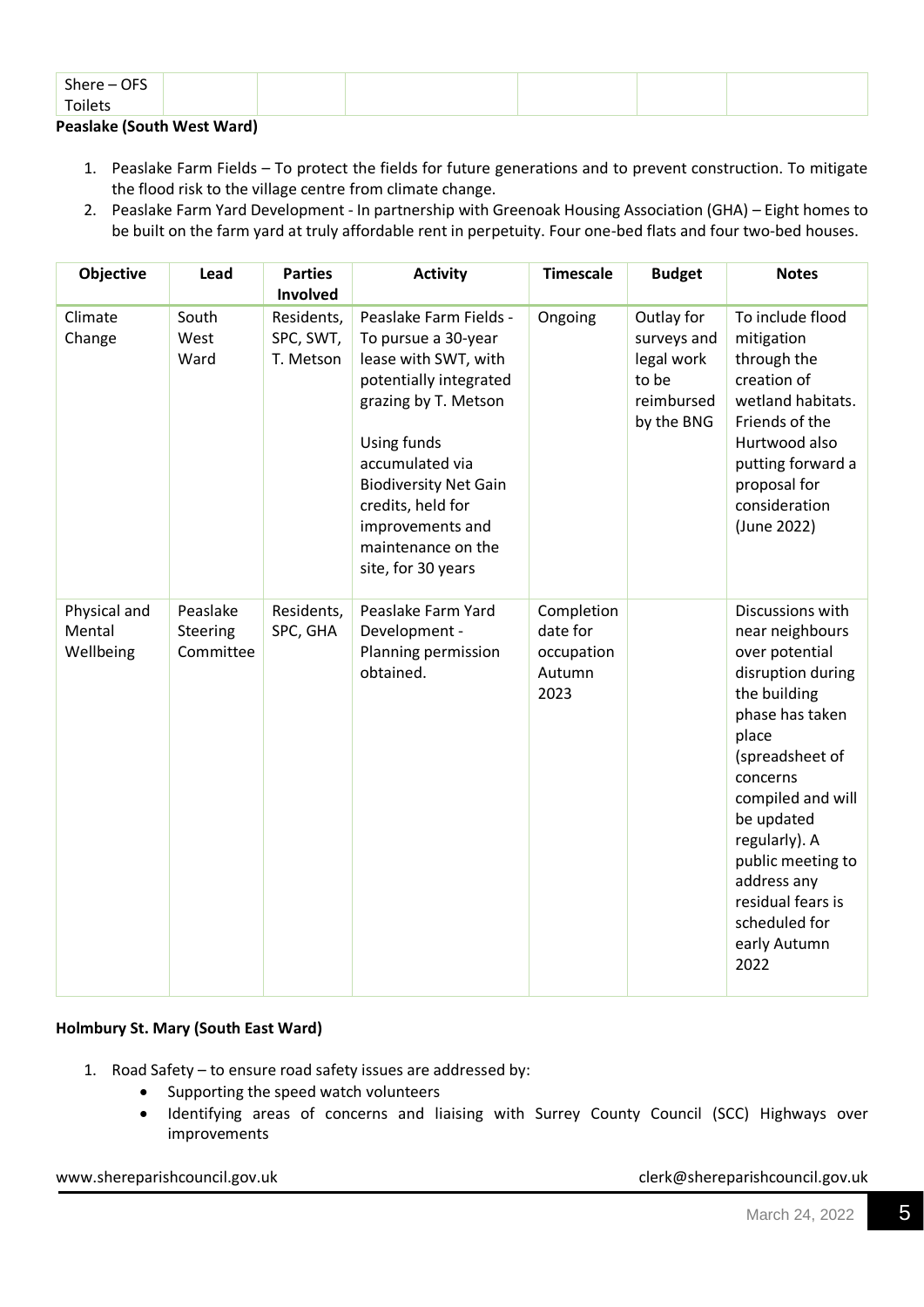| Shere – OFS Toilets | | | | | | |
|---|---|---|---|---|---|---|

**Peaslake (South West Ward)**

1. Peaslake Farm Fields – To protect the fields for future generations and to prevent construction. To mitigate the flood risk to the village centre from climate change.
2. Peaslake Farm Yard Development - In partnership with Greenoak Housing Association (GHA) – Eight homes to be built on the farm yard at truly affordable rent in perpetuity. Four one-bed flats and four two-bed houses.

| Objective | Lead | Parties Involved | Activity | Timescale | Budget | Notes |
|---|---|---|---|---|---|---|
| Climate Change | South West Ward | Residents, SPC, SWT, T. Metson | Peaslake Farm Fields - To pursue a 30-year lease with SWT, with potentially integrated grazing by T. Metson<br><br>Using funds accumulated via Biodiversity Net Gain credits, held for improvements and maintenance on the site, for 30 years | Ongoing | Outlay for surveys and legal work to be reimbursed by the BNG | To include flood mitigation through the creation of wetland habitats. Friends of the Hurtwood also putting forward a proposal for consideration (June 2022) |
| Physical and Mental Wellbeing | Peaslake Steering Committee | Residents, SPC, GHA | Peaslake Farm Yard Development - Planning permission obtained. | Completion date for occupation Autumn 2023 | | Discussions with near neighbours over potential disruption during the building phase has taken place (spreadsheet of concerns compiled and will be updated regularly). A public meeting to address any residual fears is scheduled for early Autumn 2022 |

**Holmbury St. Mary (South East Ward)**

1. Road Safety – to ensure road safety issues are addressed by:
   - Supporting the speed watch volunteers
   - Identifying areas of concerns and liaising with Surrey County Council (SCC) Highways over improvements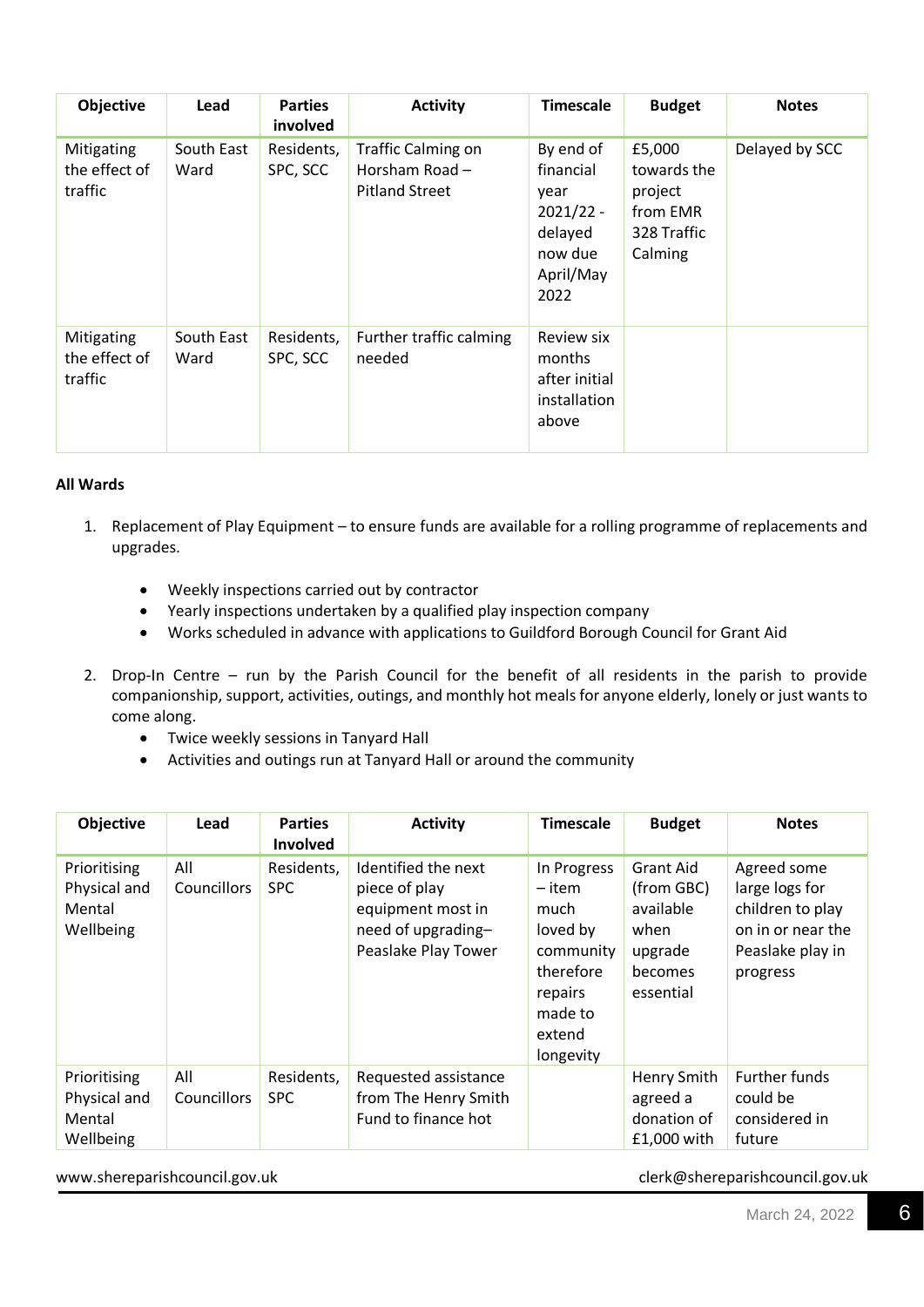| Objective | Lead | Parties involved | Activity | Timescale | Budget | Notes |
|---|---|---|---|---|---|---|
| Mitigating the effect of traffic | South East Ward | Residents, SPC, SCC | Traffic Calming on Horsham Road – Pitland Street | By end of financial year 2021/22 - delayed now due April/May 2022 | £5,000 towards the project from EMR 328 Traffic Calming | Delayed by SCC |
| Mitigating the effect of traffic | South East Ward | Residents, SPC, SCC | Further traffic calming needed | Review six months after initial installation above | | |

**All Wards**

1. Replacement of Play Equipment – to ensure funds are available for a rolling programme of replacements and upgrades.
    - Weekly inspections carried out by contractor
    - Yearly inspections undertaken by a qualified play inspection company
    - Works scheduled in advance with applications to Guildford Borough Council for Grant Aid

2. Drop-In Centre – run by the Parish Council for the benefit of all residents in the parish to provide companionship, support, activities, outings, and monthly hot meals for anyone elderly, lonely or just wants to come along.
    - Twice weekly sessions in Tanyard Hall
    - Activities and outings run at Tanyard Hall or around the community

| Objective | Lead | Parties Involved | Activity | Timescale | Budget | Notes |
|---|---|---|---|---|---|---|
| Prioritising Physical and Mental Wellbeing | All Councillors | Residents, SPC | Identified the next piece of play equipment most in need of upgrading– Peaslake Play Tower | In Progress – item much loved by community therefore repairs made to extend longevity | Grant Aid (from GBC) available when upgrade becomes essential | Agreed some large logs for children to play on in or near the Peaslake play in progress |
| Prioritising Physical and Mental Wellbeing | All Councillors | Residents, SPC | Requested assistance from The Henry Smith Fund to finance hot | | Henry Smith agreed a donation of £1,000 with | Further funds could be considered in future |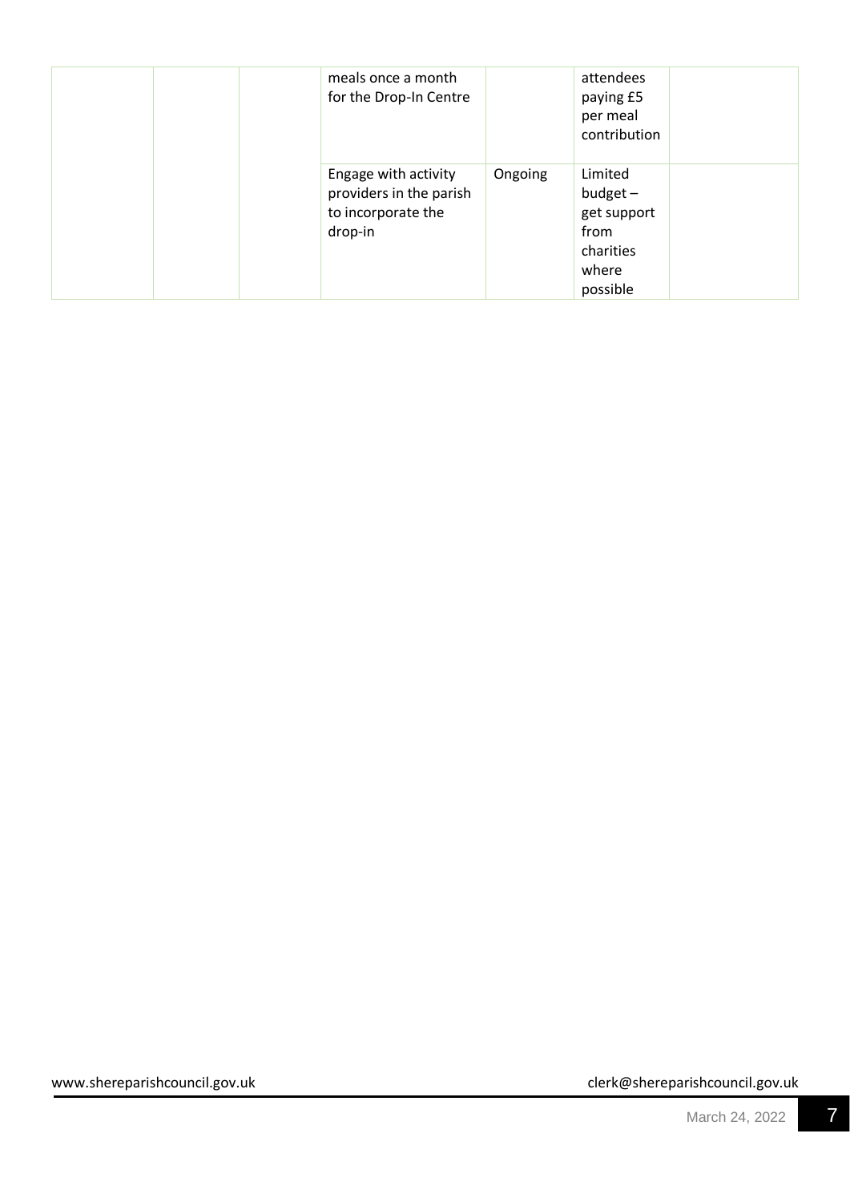| | | | | | | |
|---|---|---|---|---|---|---|
| | | | meals once a month for the Drop-In Centre | | attendees paying £5 per meal contribution | |
| | | | Engage with activity providers in the parish to incorporate the drop-in | Ongoing | Limited budget – get support from charities where possible | |